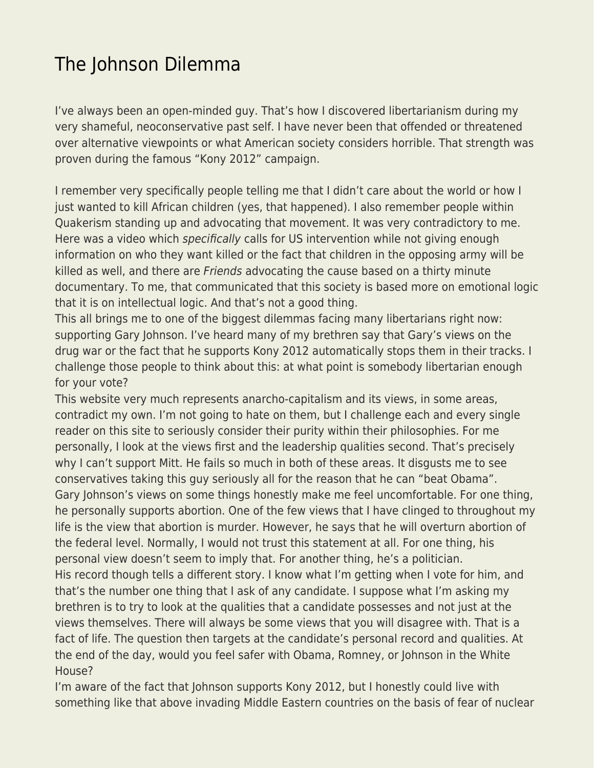# The Johnson Dilemma

I've always been an open-minded guy. That's how I discovered libertarianism during my very shameful, neoconservative past self. I have never been that offended or threatened over alternative viewpoints or what American society considers horrible. That strength was proven during the famous "Kony 2012" campaign.

I remember very specifically people telling me that I didn't care about the world or how I just wanted to kill African children (yes, that happened). I also remember people within Quakerism standing up and advocating that movement. It was very contradictory to me. Here was a video which *specifically* calls for US intervention while not giving enough information on who they want killed or the fact that children in the opposing army will be killed as well, and there are *Friends* advocating the cause based on a thirty minute documentary. To me, that communicated that this society is based more on emotional logic that it is on intellectual logic. And that's not a good thing.

This all brings me to one of the biggest dilemmas facing many libertarians right now: supporting Gary Johnson. I've heard many of my brethren say that Gary's views on the drug war or the fact that he supports Kony 2012 automatically stops them in their tracks. I challenge those people to think about this: at what point is somebody libertarian enough for your vote?

This website very much represents anarcho-capitalism and its views, in some areas, contradict my own. I'm not going to hate on them, but I challenge each and every single reader on this site to seriously consider their purity within their philosophies. For me personally, I look at the views first and the leadership qualities second. That's precisely why I can't support Mitt. He fails so much in both of these areas. It disgusts me to see conservatives taking this guy seriously all for the reason that he can "beat Obama".

Gary Johnson's views on some things honestly make me feel uncomfortable. For one thing, he personally supports abortion. One of the few views that I have clinged to throughout my life is the view that abortion is murder. However, he says that he will overturn abortion of the federal level. Normally, I would not trust this statement at all. For one thing, his personal view doesn't seem to imply that. For another thing, he's a politician.

His record though tells a different story. I know what I'm getting when I vote for him, and that's the number one thing that I ask of any candidate. I suppose what I'm asking my brethren is to try to look at the qualities that a candidate possesses and not just at the views themselves. There will always be some views that you will disagree with. That is a fact of life. The question then targets at the candidate's personal record and qualities. At the end of the day, would you feel safer with Obama, Romney, or Johnson in the White House?

I'm aware of the fact that Johnson supports Kony 2012, but I honestly could live with something like that above invading Middle Eastern countries on the basis of fear of nuclear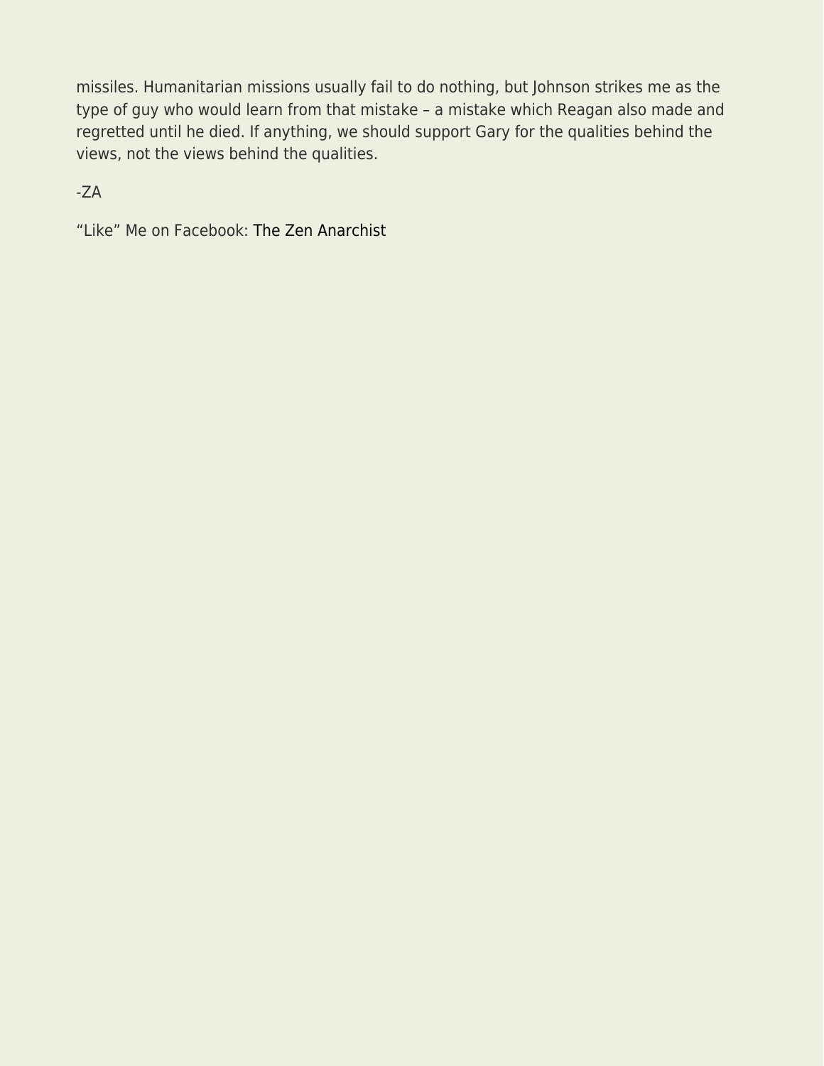missiles. Humanitarian missions usually fail to do nothing, but Johnson strikes me as the type of guy who would learn from that mistake – a mistake which Reagan also made and regretted until he died. If anything, we should support Gary for the qualities behind the views, not the views behind the qualities.

-ZA

“Like” Me on Facebook: The Zen Anarchist